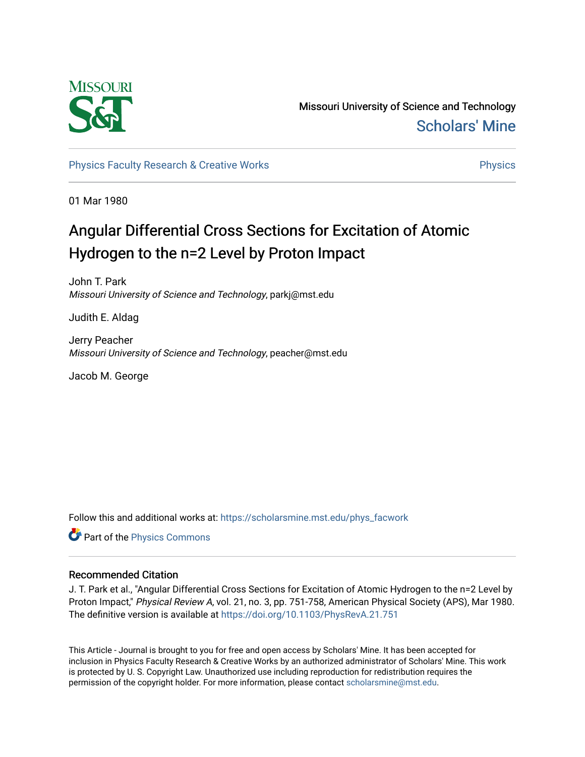Missouri University of Science and Technology

Scholars' Mine

Physics Faculty Research & Creative Works

Physics

01 Mar 1980

# Angular Differential Cross Sections for Excitation of Atomic Hydrogen to the n=2 Level by Proton Impact

John T. Park
*Missouri University of Science and Technology*, parkj@mst.edu

Judith E. Aldag

Jerry Peacher
*Missouri University of Science and Technology*, peacher@mst.edu

Jacob M. George

Follow this and additional works at: https://scholarsmine.mst.edu/phys_facwork

Part of the Physics Commons

## Recommended Citation

J. T. Park et al., "Angular Differential Cross Sections for Excitation of Atomic Hydrogen to the n=2 Level by Proton Impact," *Physical Review A*, vol. 21, no. 3, pp. 751-758, American Physical Society (APS), Mar 1980.
The definitive version is available at https://doi.org/10.1103/PhysRevA.21.751

This Article - Journal is brought to you for free and open access by Scholars' Mine. It has been accepted for inclusion in Physics Faculty Research & Creative Works by an authorized administrator of Scholars' Mine. This work is protected by U. S. Copyright Law. Unauthorized use including reproduction for redistribution requires the permission of the copyright holder. For more information, please contact scholarsmine@mst.edu.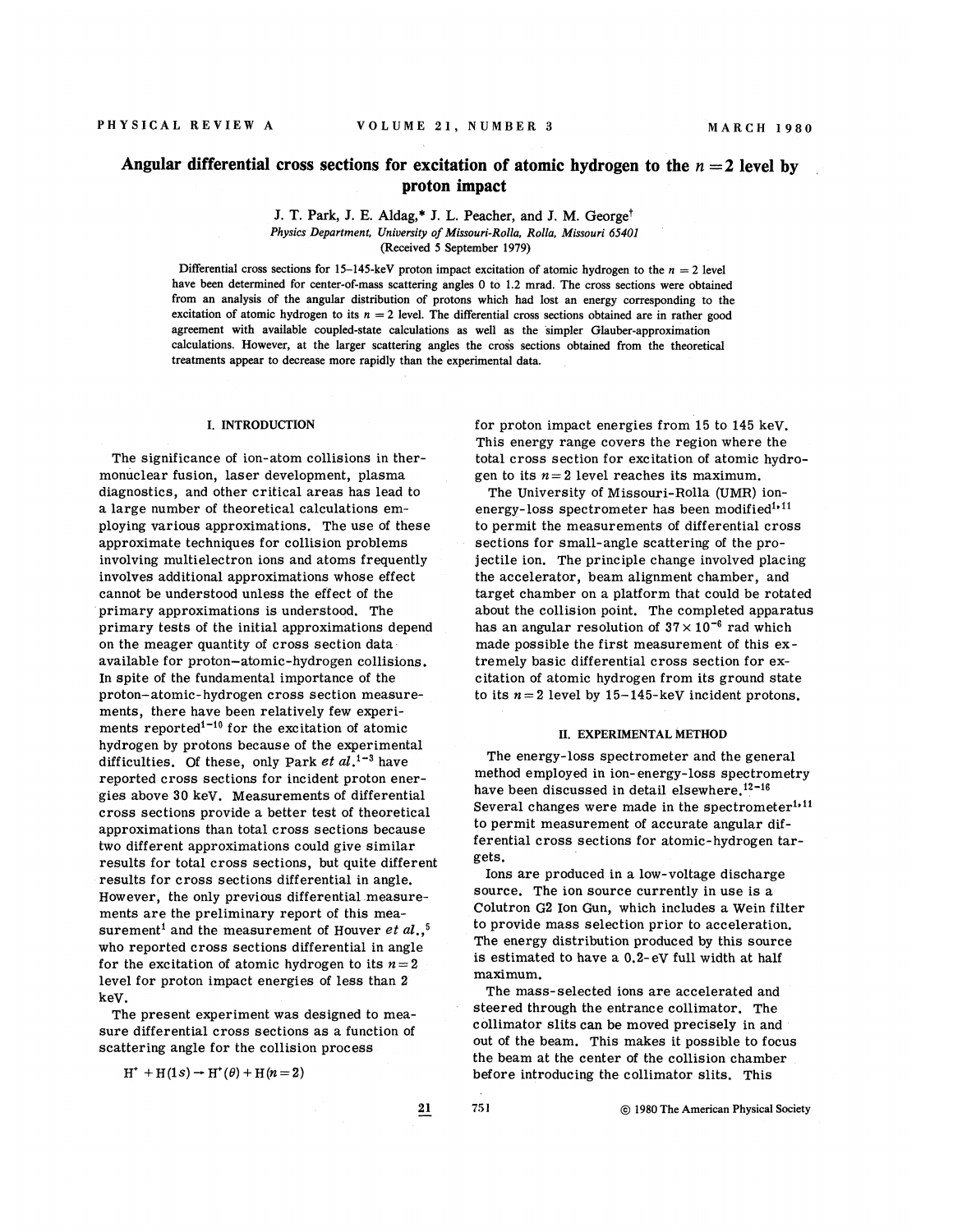# Angular differential cross sections for excitation of atomic hydrogen to the $n = 2$ level by proton impact

J. T. Park, J. E. Aldag,* J. L. Peacher, and J. M. George†

*Physics Department, University of Missouri-Rolla, Rolla, Missouri 65401*

(Received 5 September 1979)

Differential cross sections for 15–145-keV proton impact excitation of atomic hydrogen to the $n = 2$ level have been determined for center-of-mass scattering angles 0 to 1.2 mrad. The cross sections were obtained from an analysis of the angular distribution of protons which had lost an energy corresponding to the excitation of atomic hydrogen to its $n = 2$ level. The differential cross sections obtained are in rather good agreement with available coupled-state calculations as well as the simpler Glauber-approximation calculations. However, at the larger scattering angles the cross sections obtained from the theoretical treatments appear to decrease more rapidly than the experimental data.

## I. INTRODUCTION

The significance of ion-atom collisions in thermonuclear fusion, laser development, plasma diagnostics, and other critical areas has lead to a large number of theoretical calculations employing various approximations. The use of these approximate techniques for collision problems involving multielectron ions and atoms frequently involves additional approximations whose effect cannot be understood unless the effect of the primary approximations is understood. The primary tests of the initial approximations depend on the meager quantity of cross section data available for proton–atomic-hydrogen collisions. In spite of the fundamental importance of the proton–atomic-hydrogen cross section measurements, there have been relatively few experiments reported[1-10] for the excitation of atomic hydrogen by protons because of the experimental difficulties. Of these, only Park *et al.*[1-3] have reported cross sections for incident proton energies above 30 keV. Measurements of differential cross sections provide a better test of theoretical approximations than total cross sections because two different approximations could give similar results for total cross sections, but quite different results for cross sections differential in angle. However, the only previous differential measurements are the preliminary report of this measurement[1] and the measurement of Houver *et al.*,[5] who reported cross sections differential in angle for the excitation of atomic hydrogen to its $n = 2$ level for proton impact energies of less than 2 keV.

The present experiment was designed to measure differential cross sections as a function of scattering angle for the collision process

$$H^+ + H(1s) \rightarrow H^+(\theta) + H(n=2)$$

for proton impact energies from 15 to 145 keV. This energy range covers the region where the total cross section for excitation of atomic hydrogen to its $n = 2$ level reaches its maximum.

The University of Missouri-Rolla (UMR) ion-energy-loss spectrometer has been modified[1,11] to permit the measurements of differential cross sections for small-angle scattering of the projectile ion. The principle change involved placing the accelerator, beam alignment chamber, and target chamber on a platform that could be rotated about the collision point. The completed apparatus has an angular resolution of $37 \times 10^{-6}$ rad which made possible the first measurement of this extremely basic differential cross section for excitation of atomic hydrogen from its ground state to its $n = 2$ level by 15–145-keV incident protons.

## II. EXPERIMENTAL METHOD

The energy-loss spectrometer and the general method employed in ion-energy-loss spectrometry have been discussed in detail elsewhere.[12-16] Several changes were made in the spectrometer[1,11] to permit measurement of accurate angular differential cross sections for atomic-hydrogen targets.

Ions are produced in a low-voltage discharge source. The ion source currently in use is a Colutron G2 Ion Gun, which includes a Wein filter to provide mass selection prior to acceleration. The energy distribution produced by this source is estimated to have a 0.2-eV full width at half maximum.

The mass-selected ions are accelerated and steered through the entrance collimator. The collimator slits can be moved precisely in and out of the beam. This makes it possible to focus the beam at the center of the collision chamber before introducing the collimator slits. This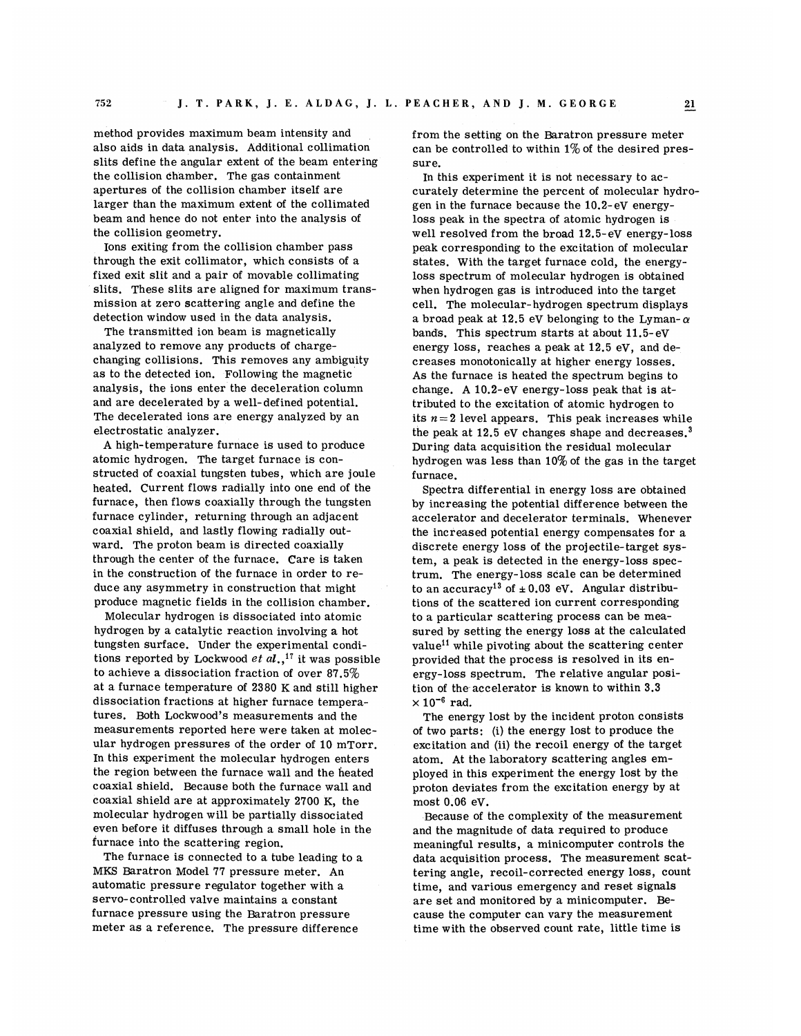method provides maximum beam intensity and also aids in data analysis. Additional collimation slits define the angular extent of the beam entering the collision chamber. The gas containment apertures of the collision chamber itself are larger than the maximum extent of the collimated beam and hence do not enter into the analysis of the collision geometry.

Ions exiting from the collision chamber pass through the exit collimator, which consists of a fixed exit slit and a pair of movable collimating slits. These slits are aligned for maximum transmission at zero scattering angle and define the detection window used in the data analysis.

The transmitted ion beam is magnetically analyzed to remove any products of charge-changing collisions. This removes any ambiguity as to the detected ion. Following the magnetic analysis, the ions enter the deceleration column and are decelerated by a well-defined potential. The decelerated ions are energy analyzed by an electrostatic analyzer.

A high-temperature furnace is used to produce atomic hydrogen. The target furnace is constructed of coaxial tungsten tubes, which are joule heated. Current flows radially into one end of the furnace, then flows coaxially through the tungsten furnace cylinder, returning through an adjacent coaxial shield, and lastly flowing radially outward. The proton beam is directed coaxially through the center of the furnace. Care is taken in the construction of the furnace in order to reduce any asymmetry in construction that might produce magnetic fields in the collision chamber.

Molecular hydrogen is dissociated into atomic hydrogen by a catalytic reaction involving a hot tungsten surface. Under the experimental conditions reported by Lockwood *et al.*,[17] it was possible to achieve a dissociation fraction of over 87.5% at a furnace temperature of 2380 K and still higher dissociation fractions at higher furnace temperatures. Both Lockwood's measurements and the measurements reported here were taken at molecular hydrogen pressures of the order of 10 mTorr. In this experiment the molecular hydrogen enters the region between the furnace wall and the heated coaxial shield. Because both the furnace wall and coaxial shield are at approximately 2700 K, the molecular hydrogen will be partially dissociated even before it diffuses through a small hole in the furnace into the scattering region.

The furnace is connected to a tube leading to a MKS Baratron Model 77 pressure meter. An automatic pressure regulator together with a servo-controlled valve maintains a constant furnace pressure using the Baratron pressure meter as a reference. The pressure difference from the setting on the Baratron pressure meter can be controlled to within 1% of the desired pressure.

In this experiment it is not necessary to accurately determine the percent of molecular hydrogen in the furnace because the 10.2-eV energy-loss peak in the spectra of atomic hydrogen is well resolved from the broad 12.5-eV energy-loss peak corresponding to the excitation of molecular states. With the target furnace cold, the energy-loss spectrum of molecular hydrogen is obtained when hydrogen gas is introduced into the target cell. The molecular-hydrogen spectrum displays a broad peak at 12.5 eV belonging to the Lyman-$\alpha$ bands. This spectrum starts at about 11.5-eV energy loss, reaches a peak at 12.5 eV, and decreases monotonically at higher energy losses. As the furnace is heated the spectrum begins to change. A 10.2-eV energy-loss peak that is attributed to the excitation of atomic hydrogen to its $n=2$ level appears. This peak increases while the peak at 12.5 eV changes shape and decreases.[3] During data acquisition the residual molecular hydrogen was less than 10% of the gas in the target furnace.

Spectra differential in energy loss are obtained by increasing the potential difference between the accelerator and decelerator terminals. Whenever the increased potential energy compensates for a discrete energy loss of the projectile-target system, a peak is detected in the energy-loss spectrum. The energy-loss scale can be determined to an accuracy[13] of $\pm 0.03$ eV. Angular distributions of the scattered ion current corresponding to a particular scattering process can be measured by setting the energy loss at the calculated value[11] while pivoting about the scattering center provided that the process is resolved in its energy-loss spectrum. The relative angular position of the accelerator is known to within $3.3 \times 10^{-6}$ rad.

The energy lost by the incident proton consists of two parts: (i) the energy lost to produce the excitation and (ii) the recoil energy of the target atom. At the laboratory scattering angles employed in this experiment the energy lost by the proton deviates from the excitation energy by at most 0.06 eV.

Because of the complexity of the measurement and the magnitude of data required to produce meaningful results, a minicomputer controls the data acquisition process. The measurement scattering angle, recoil-corrected energy loss, count time, and various emergency and reset signals are set and monitored by a minicomputer. Because the computer can vary the measurement time with the observed count rate, little time is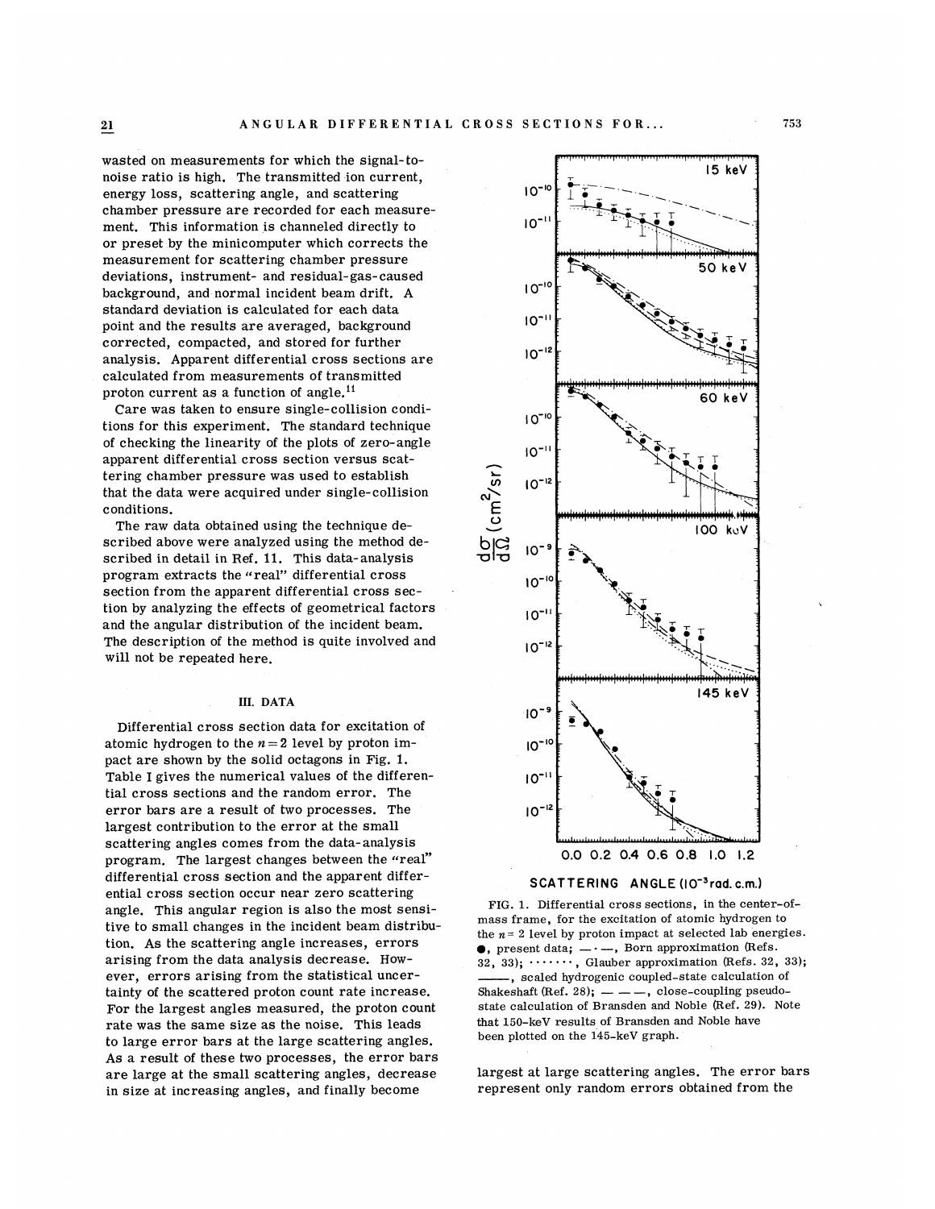wasted on measurements for which the signal-to-noise ratio is high. The transmitted ion current, energy loss, scattering angle, and scattering chamber pressure are recorded for each measurement. This information is channeled directly to or preset by the minicomputer which corrects the measurement for scattering chamber pressure deviations, instrument- and residual-gas-caused background, and normal incident beam drift. A standard deviation is calculated for each data point and the results are averaged, background corrected, compacted, and stored for further analysis. Apparent differential cross sections are calculated from measurements of transmitted proton current as a function of angle.[11]

Care was taken to ensure single-collision conditions for this experiment. The standard technique of checking the linearity of the plots of zero-angle apparent differential cross section versus scattering chamber pressure was used to establish that the data were acquired under single-collision conditions.

The raw data obtained using the technique described above were analyzed using the method described in detail in Ref. 11. This data-analysis program extracts the "real" differential cross section from the apparent differential cross section by analyzing the effects of geometrical factors and the angular distribution of the incident beam. The description of the method is quite involved and will not be repeated here.

## III. DATA

Differential cross section data for excitation of atomic hydrogen to the $n=2$ level by proton impact are shown by the solid octagons in Fig. 1. Table I gives the numerical values of the differential cross sections and the random error. The error bars are a result of two processes. The largest contribution to the error at the small scattering angles comes from the data-analysis program. The largest changes between the "real" differential cross section and the apparent differential cross section occur near zero scattering angle. This angular region is also the most sensitive to small changes in the incident beam distribution. As the scattering angle increases, errors arising from the data analysis decrease. However, errors arising from the statistical uncertainty of the scattered proton count rate increase. For the largest angles measured, the proton count rate was the same size as the noise. This leads to large error bars at the large scattering angles. As a result of these two processes, the error bars are large at the small scattering angles, decrease in size at increasing angles, and finally become largest at large scattering angles. The error bars represent only random errors obtained from the

FIG. 1. Differential cross sections, in the center-of-mass frame, for the excitation of atomic hydrogen to the $n=2$ level by proton impact at selected lab energies. ●, present data; — · —, Born approximation (Refs. 32, 33); ·······, Glauber approximation (Refs. 32, 33); ——, scaled hydrogenic coupled-state calculation of Shakeshaft (Ref. 28); — — —, close-coupling pseudo-state calculation of Bransden and Noble (Ref. 29). Note that 150-keV results of Bransden and Noble have been plotted on the 145-keV graph.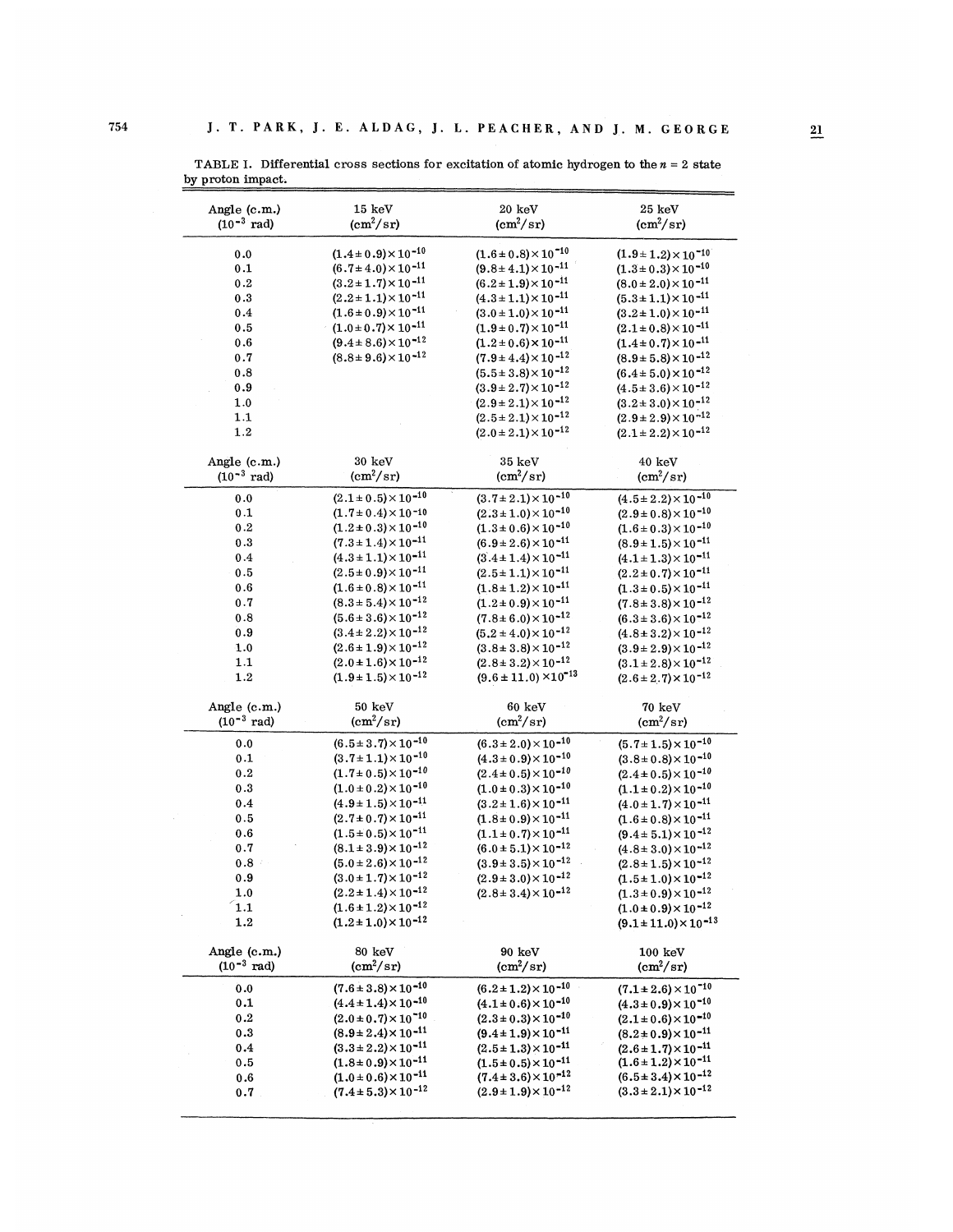TABLE I. Differential cross sections for excitation of atomic hydrogen to the $n = 2$ state by proton impact.

| Angle (c.m.) ($10^{-3}$ rad) | 15 keV ($cm^2/sr$) | 20 keV ($cm^2/sr$) | 25 keV ($cm^2/sr$) |
|---|---|---|---|
| 0.0 | $(1.4 \pm 0.9) \times 10^{-10}$ | $(1.6 \pm 0.8) \times 10^{-10}$ | $(1.9 \pm 1.2) \times 10^{-10}$ |
| 0.1 | $(6.7 \pm 4.0) \times 10^{-11}$ | $(9.8 \pm 4.1) \times 10^{-11}$ | $(1.3 \pm 0.3) \times 10^{-10}$ |
| 0.2 | $(3.2 \pm 1.7) \times 10^{-11}$ | $(6.2 \pm 1.9) \times 10^{-11}$ | $(8.0 \pm 2.0) \times 10^{-11}$ |
| 0.3 | $(2.2 \pm 1.1) \times 10^{-11}$ | $(4.3 \pm 1.1) \times 10^{-11}$ | $(5.3 \pm 1.1) \times 10^{-11}$ |
| 0.4 | $(1.6 \pm 0.9) \times 10^{-11}$ | $(3.0 \pm 1.0) \times 10^{-11}$ | $(3.2 \pm 1.0) \times 10^{-11}$ |
| 0.5 | $(1.0 \pm 0.7) \times 10^{-11}$ | $(1.9 \pm 0.7) \times 10^{-11}$ | $(2.1 \pm 0.8) \times 10^{-11}$ |
| 0.6 | $(9.4 \pm 8.6) \times 10^{-12}$ | $(1.2 \pm 0.6) \times 10^{-11}$ | $(1.4 \pm 0.7) \times 10^{-11}$ |
| 0.7 | $(8.8 \pm 9.6) \times 10^{-12}$ | $(7.9 \pm 4.4) \times 10^{-12}$ | $(8.9 \pm 5.8) \times 10^{-12}$ |
| 0.8 | | $(5.5 \pm 3.8) \times 10^{-12}$ | $(6.4 \pm 5.0) \times 10^{-12}$ |
| 0.9 | | $(3.9 \pm 2.7) \times 10^{-12}$ | $(4.5 \pm 3.6) \times 10^{-12}$ |
| 1.0 | | $(2.9 \pm 2.1) \times 10^{-12}$ | $(3.2 \pm 3.0) \times 10^{-12}$ |
| 1.1 | | $(2.5 \pm 2.1) \times 10^{-12}$ | $(2.9 \pm 2.9) \times 10^{-12}$ |
| 1.2 | | $(2.0 \pm 2.1) \times 10^{-12}$ | $(2.1 \pm 2.2) \times 10^{-12}$ |
| **Angle (c.m.) ($10^{-3}$ rad)** | **30 keV ($cm^2/sr$)** | **35 keV ($cm^2/sr$)** | **40 keV ($cm^2/sr$)** |
| 0.0 | $(2.1 \pm 0.5) \times 10^{-10}$ | $(3.7 \pm 2.1) \times 10^{-10}$ | $(4.5 \pm 2.2) \times 10^{-10}$ |
| 0.1 | $(1.7 \pm 0.4) \times 10^{-10}$ | $(2.3 \pm 1.0) \times 10^{-10}$ | $(2.9 \pm 0.8) \times 10^{-10}$ |
| 0.2 | $(1.2 \pm 0.3) \times 10^{-10}$ | $(1.3 \pm 0.6) \times 10^{-10}$ | $(1.6 \pm 0.3) \times 10^{-10}$ |
| 0.3 | $(7.3 \pm 1.4) \times 10^{-11}$ | $(6.9 \pm 2.6) \times 10^{-11}$ | $(8.9 \pm 1.5) \times 10^{-11}$ |
| 0.4 | $(4.3 \pm 1.1) \times 10^{-11}$ | $(3.4 \pm 1.4) \times 10^{-11}$ | $(4.1 \pm 1.3) \times 10^{-11}$ |
| 0.5 | $(2.5 \pm 0.9) \times 10^{-11}$ | $(2.5 \pm 1.1) \times 10^{-11}$ | $(2.2 \pm 0.7) \times 10^{-11}$ |
| 0.6 | $(1.6 \pm 0.8) \times 10^{-11}$ | $(1.8 \pm 1.2) \times 10^{-11}$ | $(1.3 \pm 0.5) \times 10^{-11}$ |
| 0.7 | $(8.3 \pm 5.4) \times 10^{-12}$ | $(1.2 \pm 0.9) \times 10^{-11}$ | $(7.8 \pm 3.8) \times 10^{-12}$ |
| 0.8 | $(5.6 \pm 3.6) \times 10^{-12}$ | $(7.8 \pm 6.0) \times 10^{-12}$ | $(6.3 \pm 3.6) \times 10^{-12}$ |
| 0.9 | $(3.4 \pm 2.2) \times 10^{-12}$ | $(5.2 \pm 4.0) \times 10^{-12}$ | $(4.8 \pm 3.2) \times 10^{-12}$ |
| 1.0 | $(2.6 \pm 1.9) \times 10^{-12}$ | $(3.8 \pm 3.8) \times 10^{-12}$ | $(3.9 \pm 2.9) \times 10^{-12}$ |
| 1.1 | $(2.0 \pm 1.6) \times 10^{-12}$ | $(2.8 \pm 3.2) \times 10^{-12}$ | $(3.1 \pm 2.8) \times 10^{-12}$ |
| 1.2 | $(1.9 \pm 1.5) \times 10^{-12}$ | $(9.6 \pm 11.0) \times 10^{-13}$ | $(2.6 \pm 2.7) \times 10^{-12}$ |
| **Angle (c.m.) ($10^{-3}$ rad)** | **50 keV ($cm^2/sr$)** | **60 keV ($cm^2/sr$)** | **70 keV ($cm^2/sr$)** |
| 0.0 | $(6.5 \pm 3.7) \times 10^{-10}$ | $(6.3 \pm 2.0) \times 10^{-10}$ | $(5.7 \pm 1.5) \times 10^{-10}$ |
| 0.1 | $(3.7 \pm 1.1) \times 10^{-10}$ | $(4.3 \pm 0.9) \times 10^{-10}$ | $(3.8 \pm 0.8) \times 10^{-10}$ |
| 0.2 | $(1.7 \pm 0.5) \times 10^{-10}$ | $(2.4 \pm 0.5) \times 10^{-10}$ | $(2.4 \pm 0.5) \times 10^{-10}$ |
| 0.3 | $(1.0 \pm 0.2) \times 10^{-10}$ | $(1.0 \pm 0.3) \times 10^{-10}$ | $(1.1 \pm 0.2) \times 10^{-10}$ |
| 0.4 | $(4.9 \pm 1.5) \times 10^{-11}$ | $(3.2 \pm 1.6) \times 10^{-11}$ | $(4.0 \pm 1.7) \times 10^{-11}$ |
| 0.5 | $(2.7 \pm 0.7) \times 10^{-11}$ | $(1.8 \pm 0.9) \times 10^{-11}$ | $(1.6 \pm 0.8) \times 10^{-11}$ |
| 0.6 | $(1.5 \pm 0.5) \times 10^{-11}$ | $(1.1 \pm 0.7) \times 10^{-11}$ | $(9.4 \pm 5.1) \times 10^{-12}$ |
| 0.7 | $(8.1 \pm 3.9) \times 10^{-12}$ | $(6.0 \pm 5.1) \times 10^{-12}$ | $(4.8 \pm 3.0) \times 10^{-12}$ |
| 0.8 | $(5.0 \pm 2.6) \times 10^{-12}$ | $(3.9 \pm 3.5) \times 10^{-12}$ | $(2.8 \pm 1.5) \times 10^{-12}$ |
| 0.9 | $(3.0 \pm 1.7) \times 10^{-12}$ | $(2.9 \pm 3.0) \times 10^{-12}$ | $(1.5 \pm 1.0) \times 10^{-12}$ |
| 1.0 | $(2.2 \pm 1.4) \times 10^{-12}$ | $(2.8 \pm 3.4) \times 10^{-12}$ | $(1.3 \pm 0.9) \times 10^{-12}$ |
| 1.1 | $(1.6 \pm 1.2) \times 10^{-12}$ | | $(1.0 \pm 0.9) \times 10^{-12}$ |
| 1.2 | $(1.2 \pm 1.0) \times 10^{-12}$ | | $(9.1 \pm 11.0) \times 10^{-13}$ |
| **Angle (c.m.) ($10^{-3}$ rad)** | **80 keV ($cm^2/sr$)** | **90 keV ($cm^2/sr$)** | **100 keV ($cm^2/sr$)** |
| 0.0 | $(7.6 \pm 3.8) \times 10^{-10}$ | $(6.2 \pm 1.2) \times 10^{-10}$ | $(7.1 \pm 2.6) \times 10^{-10}$ |
| 0.1 | $(4.4 \pm 1.4) \times 10^{-10}$ | $(4.1 \pm 0.6) \times 10^{-10}$ | $(4.3 \pm 0.9) \times 10^{-10}$ |
| 0.2 | $(2.0 \pm 0.7) \times 10^{-10}$ | $(2.3 \pm 0.3) \times 10^{-10}$ | $(2.1 \pm 0.6) \times 10^{-10}$ |
| 0.3 | $(8.9 \pm 2.4) \times 10^{-11}$ | $(9.4 \pm 1.9) \times 10^{-11}$ | $(8.2 \pm 0.9) \times 10^{-11}$ |
| 0.4 | $(3.3 \pm 2.2) \times 10^{-11}$ | $(2.5 \pm 1.3) \times 10^{-11}$ | $(2.6 \pm 1.7) \times 10^{-11}$ |
| 0.5 | $(1.8 \pm 0.9) \times 10^{-11}$ | $(1.5 \pm 0.5) \times 10^{-11}$ | $(1.6 \pm 1.2) \times 10^{-11}$ |
| 0.6 | $(1.0 \pm 0.6) \times 10^{-11}$ | $(7.4 \pm 3.6) \times 10^{-12}$ | $(6.5 \pm 3.4) \times 10^{-12}$ |
| 0.7 | $(7.4 \pm 5.3) \times 10^{-12}$ | $(2.9 \pm 1.9) \times 10^{-12}$ | $(3.3 \pm 2.1) \times 10^{-12}$ |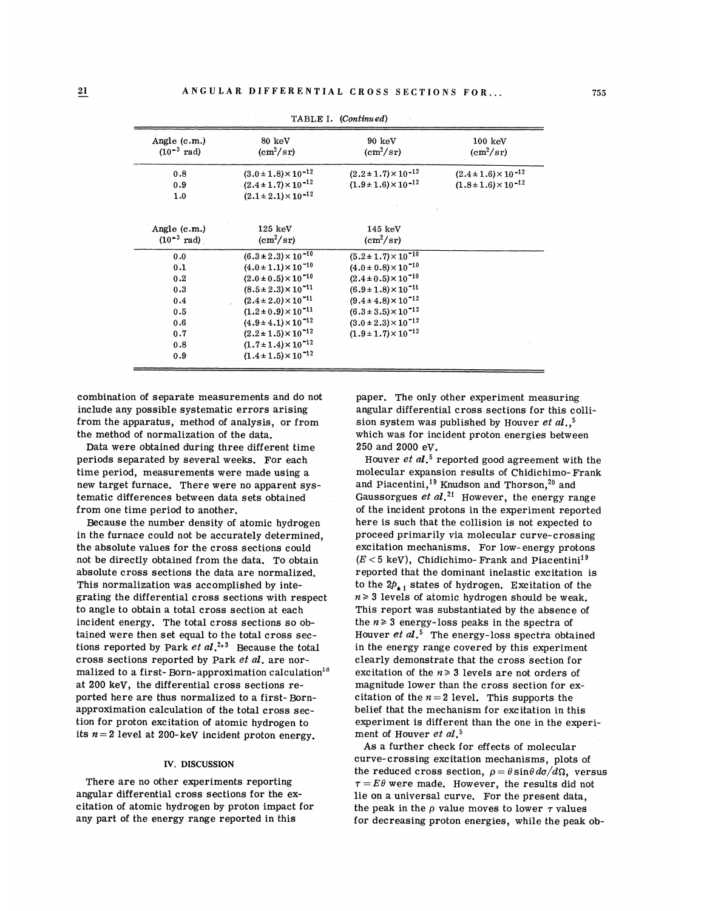TABLE I. (*Continued*)

| Angle (c.m.) ($10^{-3}$ rad) | 80 keV ($cm^2/sr$) | 90 keV ($cm^2/sr$) | 100 keV ($cm^2/sr$) |
|---|---|---|---|
| 0.8 | $(3.0\pm1.8)\times10^{-12}$ | $(2.2\pm1.7)\times10^{-12}$ | $(2.4\pm1.6)\times10^{-12}$ |
| 0.9 | $(2.4\pm1.7)\times10^{-12}$ | $(1.9\pm1.6)\times10^{-12}$ | $(1.8\pm1.6)\times10^{-12}$ |
| 1.0 | $(2.1\pm2.1)\times10^{-12}$ | | |

| Angle (c.m.) ($10^{-3}$ rad) | 125 keV ($cm^2/sr$) | 145 keV ($cm^2/sr$) |
|---|---|---|
| 0.0 | $(6.3\pm2.3)\times10^{-10}$ | $(5.2\pm1.7)\times10^{-10}$ |
| 0.1 | $(4.0\pm1.1)\times10^{-10}$ | $(4.0\pm0.8)\times10^{-10}$ |
| 0.2 | $(2.0\pm0.5)\times10^{-10}$ | $(2.4\pm0.5)\times10^{-10}$ |
| 0.3 | $(8.5\pm2.3)\times10^{-11}$ | $(6.9\pm1.8)\times10^{-11}$ |
| 0.4 | $(2.4\pm2.0)\times10^{-11}$ | $(9.4\pm4.8)\times10^{-12}$ |
| 0.5 | $(1.2\pm0.9)\times10^{-11}$ | $(6.3\pm3.5)\times10^{-12}$ |
| 0.6 | $(4.9\pm4.1)\times10^{-12}$ | $(3.0\pm2.3)\times10^{-12}$ |
| 0.7 | $(2.2\pm1.5)\times10^{-12}$ | $(1.9\pm1.7)\times10^{-12}$ |
| 0.8 | $(1.7\pm1.4)\times10^{-12}$ | |
| 0.9 | $(1.4\pm1.5)\times10^{-12}$ | |

combination of separate measurements and do not include any possible systematic errors arising from the apparatus, method of analysis, or from the method of normalization of the data.

Data were obtained during three different time periods separated by several weeks. For each time period, measurements were made using a new target furnace. There were no apparent systematic differences between data sets obtained from one time period to another.

Because the number density of atomic hydrogen in the furnace could not be accurately determined, the absolute values for the cross sections could not be directly obtained from the data. To obtain absolute cross sections the data are normalized. This normalization was accomplished by integrating the differential cross sections with respect to angle to obtain a total cross section at each incident energy. The total cross sections so obtained were then set equal to the total cross sections reported by Park *et al.*[2,3] Because the total cross sections reported by Park *et al.* are normalized to a first-Born-approximation calculation[18] at 200 keV, the differential cross sections reported here are thus normalized to a first-Born-approximation calculation of the total cross section for proton excitation of atomic hydrogen to its $n=2$ level at 200-keV incident proton energy.

## IV. DISCUSSION

There are no other experiments reporting angular differential cross sections for the excitation of atomic hydrogen by proton impact for any part of the energy range reported in this paper. The only other experiment measuring angular differential cross sections for this collision system was published by Houver *et al.*,[5] which was for incident proton energies between 250 and 2000 eV.

Houver *et al.*[5] reported good agreement with the molecular expansion results of Chidichimo-Frank and Piacentini,[19] Knudson and Thorson,[20] and Gaussorgues *et al.*[21] However, the energy range of the incident protons in the experiment reported here is such that the collision is not expected to proceed primarily via molecular curve-crossing excitation mechanisms. For low-energy protons ($E<5$ keV), Chidichimo-Frank and Piacentini[19] reported that the dominant inelastic excitation is to the $2p_{\pm1}$ states of hydrogen. Excitation of the $n\geq 3$ levels of atomic hydrogen should be weak. This report was substantiated by the absence of the $n\geq 3$ energy-loss peaks in the spectra of Houver *et al.*[5] The energy-loss spectra obtained in the energy range covered by this experiment clearly demonstrate that the cross section for excitation of the $n\geq 3$ levels are not orders of magnitude lower than the cross section for excitation of the $n=2$ level. This supports the belief that the mechanism for excitation in this experiment is different than the one in the experiment of Houver *et al.*[5]

As a further check for effects of molecular curve-crossing excitation mechanisms, plots of the reduced cross section, $\rho=\theta\sin\theta\, d\sigma/d\Omega$, versus $\tau=E\theta$ were made. However, the results did not lie on a universal curve. For the present data, the peak in the $\rho$ value moves to lower $\tau$ values for decreasing proton energies, while the peak ob-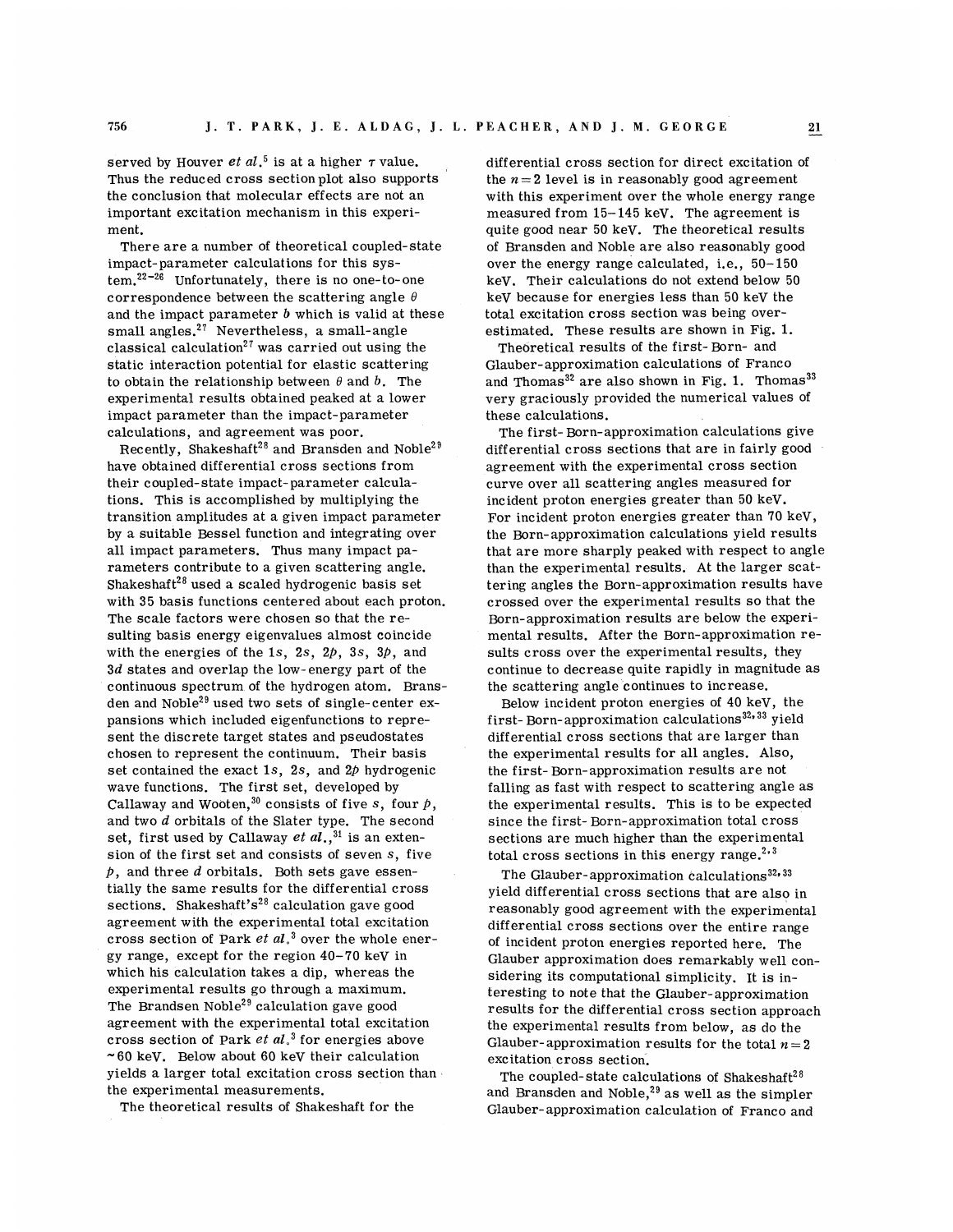served by Houver *et al.*[5] is at a higher $\tau$ value. Thus the reduced cross section plot also supports the conclusion that molecular effects are not an important excitation mechanism in this experiment.

There are a number of theoretical coupled-state impact-parameter calculations for this system.[22–26] Unfortunately, there is no one-to-one correspondence between the scattering angle $\theta$ and the impact parameter $b$ which is valid at these small angles.[27] Nevertheless, a small-angle classical calculation[27] was carried out using the static interaction potential for elastic scattering to obtain the relationship between $\theta$ and $b$. The experimental results obtained peaked at a lower impact parameter than the impact-parameter calculations, and agreement was poor.

Recently, Shakeshaft[28] and Bransden and Noble[29] have obtained differential cross sections from their coupled-state impact-parameter calculations. This is accomplished by multiplying the transition amplitudes at a given impact parameter by a suitable Bessel function and integrating over all impact parameters. Thus many impact parameters contribute to a given scattering angle. Shakeshaft[28] used a scaled hydrogenic basis set with 35 basis functions centered about each proton. The scale factors were chosen so that the resulting basis energy eigenvalues almost coincide with the energies of the 1*s*, 2*s*, 2*p*, 3*s*, 3*p*, and 3*d* states and overlap the low-energy part of the continuous spectrum of the hydrogen atom. Bransden and Noble[29] used two sets of single-center expansions which included eigenfunctions to represent the discrete target states and pseudostates chosen to represent the continuum. Their basis set contained the exact 1*s*, 2*s*, and 2*p* hydrogenic wave functions. The first set, developed by Callaway and Wooten,[30] consists of five *s*, four *p*, and two *d* orbitals of the Slater type. The second set, first used by Callaway *et al.*,[31] is an extension of the first set and consists of seven *s*, five *p*, and three *d* orbitals. Both sets gave essentially the same results for the differential cross sections. Shakeshaft's[28] calculation gave good agreement with the experimental total excitation cross section of Park *et al.*[3] over the whole energy range, except for the region 40–70 keV in which his calculation takes a dip, whereas the experimental results go through a maximum. The Brandsen Noble[29] calculation gave good agreement with the experimental total excitation cross section of Park *et al.*[3] for energies above ~60 keV. Below about 60 keV their calculation yields a larger total excitation cross section than the experimental measurements.

The theoretical results of Shakeshaft for the differential cross section for direct excitation of the $n=2$ level is in reasonably good agreement with this experiment over the whole energy range measured from 15–145 keV. The agreement is quite good near 50 keV. The theoretical results of Bransden and Noble are also reasonably good over the energy range calculated, i.e., 50–150 keV. Their calculations do not extend below 50 keV because for energies less than 50 keV the total excitation cross section was being overestimated. These results are shown in Fig. 1.

Theoretical results of the first-Born- and Glauber-approximation calculations of Franco and Thomas[32] are also shown in Fig. 1. Thomas[33] very graciously provided the numerical values of these calculations.

The first-Born-approximation calculations give differential cross sections that are in fairly good agreement with the experimental cross section curve over all scattering angles measured for incident proton energies greater than 50 keV. For incident proton energies greater than 70 keV, the Born-approximation calculations yield results that are more sharply peaked with respect to angle than the experimental results. At the larger scattering angles the Born-approximation results have crossed over the experimental results so that the Born-approximation results are below the experimental results. After the Born-approximation results cross over the experimental results, they continue to decrease quite rapidly in magnitude as the scattering angle continues to increase.

Below incident proton energies of 40 keV, the first-Born-approximation calculations[32,33] yield differential cross sections that are larger than the experimental results for all angles. Also, the first-Born-approximation results are not falling as fast with respect to scattering angle as the experimental results. This is to be expected since the first-Born-approximation total cross sections are much higher than the experimental total cross sections in this energy range.[2,3]

The Glauber-approximation calculations[32,33] yield differential cross sections that are also in reasonably good agreement with the experimental differential cross sections over the entire range of incident proton energies reported here. The Glauber approximation does remarkably well considering its computational simplicity. It is interesting to note that the Glauber-approximation results for the differential cross section approach the experimental results from below, as do the Glauber-approximation results for the total $n=2$ excitation cross section.

The coupled-state calculations of Shakeshaft[28] and Bransden and Noble,[29] as well as the simpler Glauber-approximation calculation of Franco and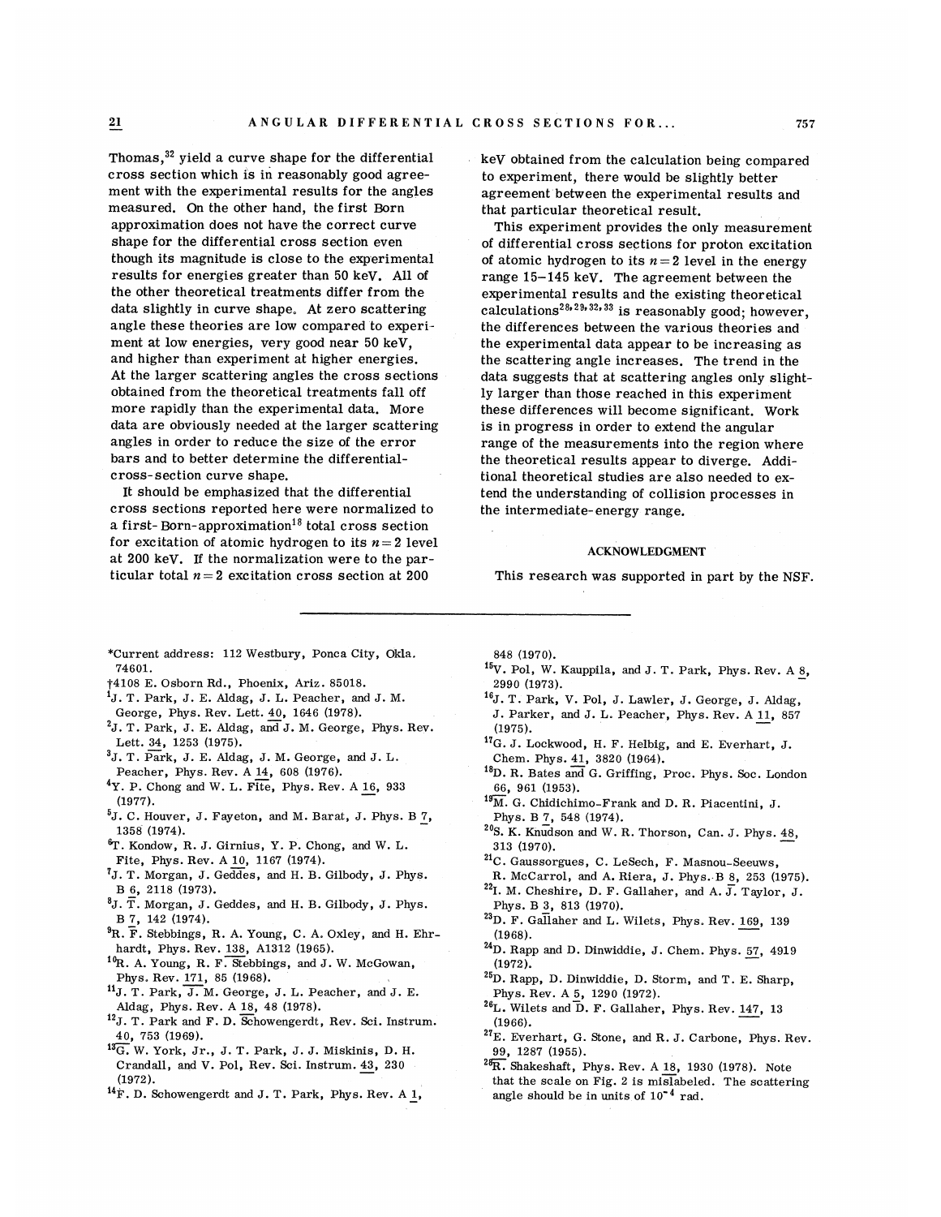Thomas,[32] yield a curve shape for the differential cross section which is in reasonably good agreement with the experimental results for the angles measured. On the other hand, the first Born approximation does not have the correct curve shape for the differential cross section even though its magnitude is close to the experimental results for energies greater than 50 keV. All of the other theoretical treatments differ from the data slightly in curve shape. At zero scattering angle these theories are low compared to experiment at low energies, very good near 50 keV, and higher than experiment at higher energies. At the larger scattering angles the cross sections obtained from the theoretical treatments fall off more rapidly than the experimental data. More data are obviously needed at the larger scattering angles in order to reduce the size of the error bars and to better determine the differential-cross-section curve shape.

It should be emphasized that the differential cross sections reported here were normalized to a first-Born-approximation[18] total cross section for excitation of atomic hydrogen to its $n=2$ level at 200 keV. If the normalization were to the particular total $n=2$ excitation cross section at 200 keV obtained from the calculation being compared to experiment, there would be slightly better agreement between the experimental results and that particular theoretical result.

This experiment provides the only measurement of differential cross sections for proton excitation of atomic hydrogen to its $n=2$ level in the energy range 15–145 keV. The agreement between the experimental results and the existing theoretical calculations[28,29,32,33] is reasonably good; however, the differences between the various theories and the experimental data appear to be increasing as the scattering angle increases. The trend in the data suggests that at scattering angles only slightly larger than those reached in this experiment these differences will become significant. Work is in progress in order to extend the angular range of the measurements into the region where the theoretical results appear to diverge. Additional theoretical studies are also needed to extend the understanding of collision processes in the intermediate-energy range.

## ACKNOWLEDGMENT

This research was supported in part by the NSF.

---

*Current address: 112 Westbury, Ponca City, Okla. 74601.

†4108 E. Osborn Rd., Phoenix, Ariz. 85018.

[1] J. T. Park, J. E. Aldag, J. L. Peacher, and J. M. George, Phys. Rev. Lett. 40, 1646 (1978).

[2] J. T. Park, J. E. Aldag, and J. M. George, Phys. Rev. Lett. 34, 1253 (1975).

[3] J. T. Park, J. E. Aldag, J. M. George, and J. L. Peacher, Phys. Rev. A 14, 608 (1976).

[4] Y. P. Chong and W. L. Fite, Phys. Rev. A 16, 933 (1977).

[5] J. C. Houver, J. Fayeton, and M. Barat, J. Phys. B 7, 1358 (1974).

[6] T. Kondow, R. J. Girnius, Y. P. Chong, and W. L. Fite, Phys. Rev. A 10, 1167 (1974).

[7] J. T. Morgan, J. Geddes, and H. B. Gilbody, J. Phys. B 6, 2118 (1973).

[8] J. T. Morgan, J. Geddes, and H. B. Gilbody, J. Phys. B 7, 142 (1974).

[9] R. F. Stebbings, R. A. Young, C. A. Oxley, and H. Ehrhardt, Phys. Rev. 138, A1312 (1965).

[10] R. A. Young, R. F. Stebbings, and J. W. McGowan, Phys. Rev. 171, 85 (1968).

[11] J. T. Park, J. M. George, J. L. Peacher, and J. E. Aldag, Phys. Rev. A 18, 48 (1978).

[12] J. T. Park and F. D. Schowengerdt, Rev. Sci. Instrum. 40, 753 (1969).

[13] G. W. York, Jr., J. T. Park, J. J. Miskinis, D. H. Crandall, and V. Pol, Rev. Sci. Instrum. 43, 230 (1972).

[14] F. D. Schowengerdt and J. T. Park, Phys. Rev. A 1, 848 (1970).

[15] V. Pol, W. Kauppila, and J. T. Park, Phys. Rev. A 8, 2990 (1973).

[16] J. T. Park, V. Pol, J. Lawler, J. George, J. Aldag, J. Parker, and J. L. Peacher, Phys. Rev. A 11, 857 (1975).

[17] G. J. Lockwood, H. F. Helbig, and E. Everhart, J. Chem. Phys. 41, 3820 (1964).

[18] D. R. Bates and G. Griffing, Proc. Phys. Soc. London 66, 961 (1953).

[19] M. G. Chidichimo-Frank and D. R. Piacentini, J. Phys. B 7, 548 (1974).

[20] S. K. Knudson and W. R. Thorson, Can. J. Phys. 48, 313 (1970).

[21] C. Gaussorgues, C. LeSech, F. Masnou-Seeuws, R. McCarrol, and A. Riera, J. Phys. B 8, 253 (1975).

[22] I. M. Cheshire, D. F. Gallaher, and A. J. Taylor, J. Phys. B 3, 813 (1970).

[23] D. F. Gallaher and L. Wilets, Phys. Rev. 169, 139 (1968).

[24] D. Rapp and D. Dinwiddie, J. Chem. Phys. 57, 4919 (1972).

[25] D. Rapp, D. Dinwiddie, D. Storm, and T. E. Sharp, Phys. Rev. A 5, 1290 (1972).

[26] L. Wilets and D. F. Gallaher, Phys. Rev. 147, 13 (1966).

[27] E. Everhart, G. Stone, and R. J. Carbone, Phys. Rev. 99, 1287 (1955).

[28] R. Shakeshaft, Phys. Rev. A 18, 1930 (1978). Note that the scale on Fig. 2 is mislabeled. The scattering angle should be in units of $10^{-4}$ rad.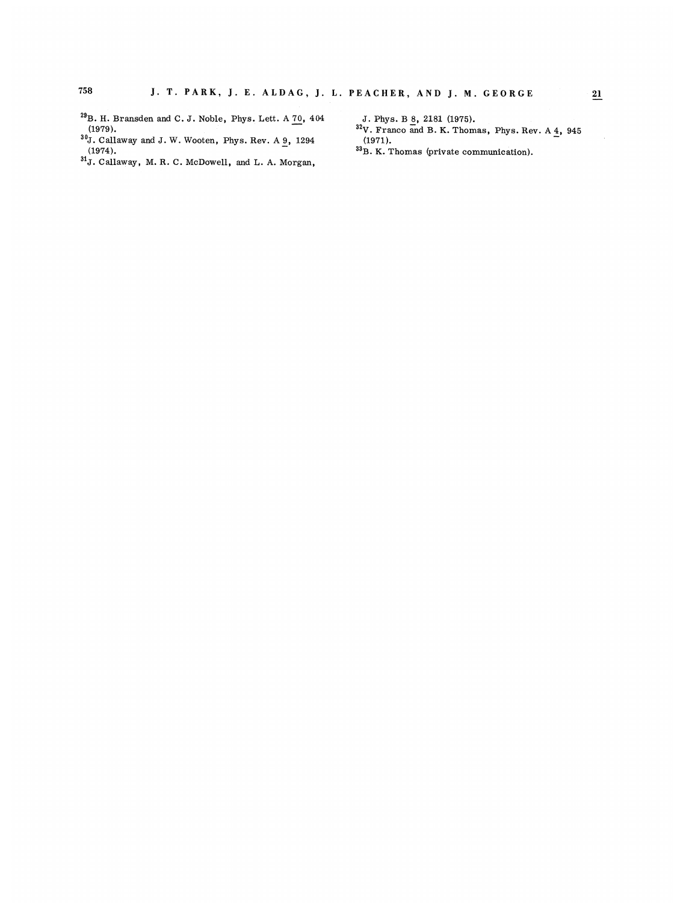[29]B. H. Bransden and C. J. Noble, Phys. Lett. A 70, 404 (1979).

[30]J. Callaway and J. W. Wooten, Phys. Rev. A 9, 1294 (1974).

[31]J. Callaway, M. R. C. McDowell, and L. A. Morgan, J. Phys. B 8, 2181 (1975).

[32]V. Franco and B. K. Thomas, Phys. Rev. A 4, 945 (1971).

[33]B. K. Thomas (private communication).